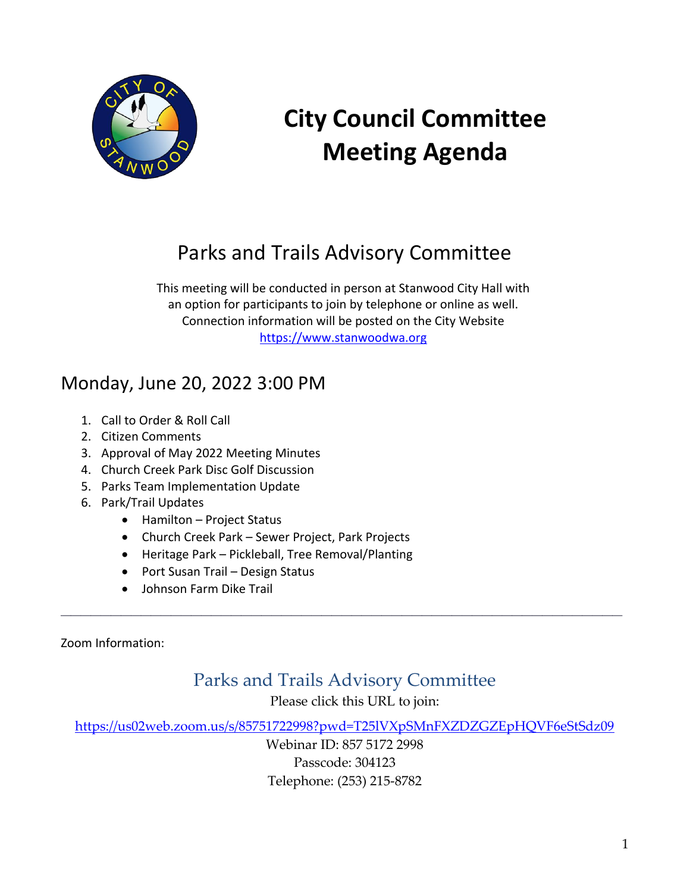# City Council Committee Meeting Agenda

## Parks and Trails Advisory Committee

This meeting will be conducted in person at Stanwood City Hall with an option for participants to join by telephone or online as well. Connection information will be posted on the City Website https://www.stanwoodwa.org

## Monday, June 20, 2022 3:00 PM

1. Call to Order & Roll Call
2. Citizen Comments
3. Approval of May 2022 Meeting Minutes
4. Church Creek Park Disc Golf Discussion
5. Parks Team Implementation Update
6. Park/Trail Updates
   - Hamilton – Project Status
   - Church Creek Park – Sewer Project, Park Projects
   - Heritage Park – Pickleball, Tree Removal/Planting
   - Port Susan Trail – Design Status
   - Johnson Farm Dike Trail

---

Zoom Information:

### Parks and Trails Advisory Committee

Please click this URL to join:

https://us02web.zoom.us/s/85751722998?pwd=T25lVXpSMnFXZDZGZEpHQVF6eStSdz09

Webinar ID: 857 5172 2998

Passcode: 304123

Telephone: (253) 215-8782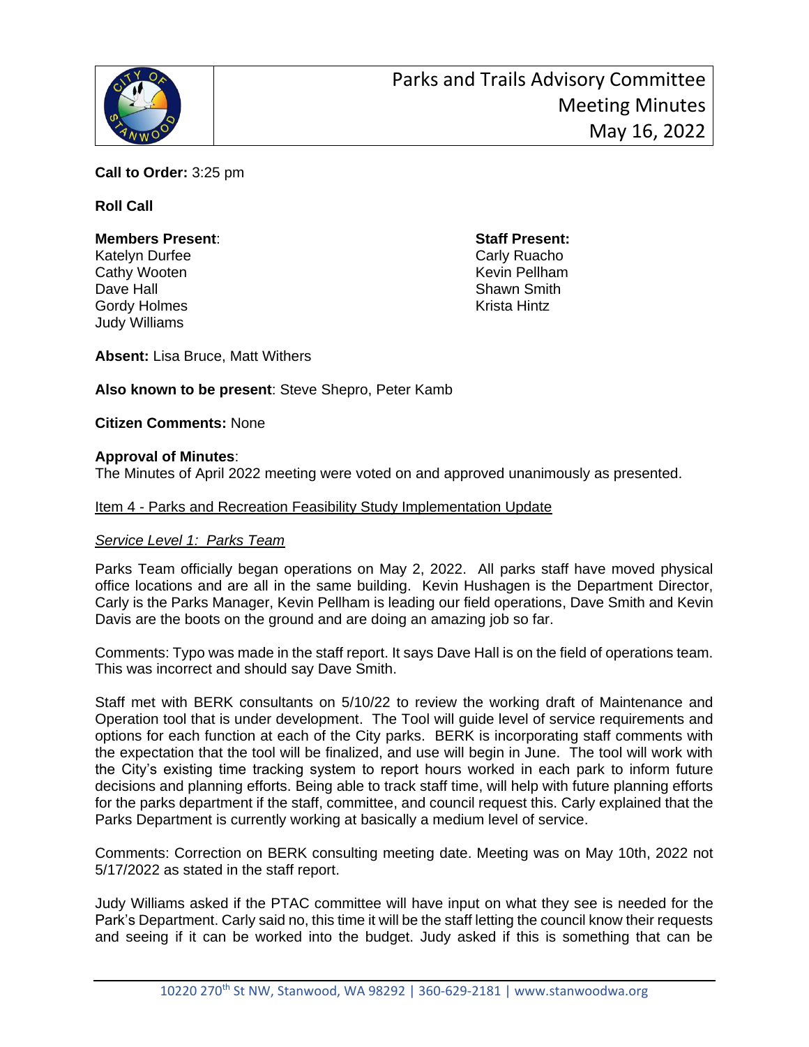# Parks and Trails Advisory Committee Meeting Minutes May 16, 2022

**Call to Order:** 3:25 pm

**Roll Call**

**Members Present**:
Katelyn Durfee
Cathy Wooten
Dave Hall
Gordy Holmes
Judy Williams

**Staff Present:**
Carly Ruacho
Kevin Pellham
Shawn Smith
Krista Hintz

**Absent:** Lisa Bruce, Matt Withers

**Also known to be present**: Steve Shepro, Peter Kamb

**Citizen Comments:** None

**Approval of Minutes**:
The Minutes of April 2022 meeting were voted on and approved unanimously as presented.

Item 4 - Parks and Recreation Feasibility Study Implementation Update

*Service Level 1: Parks Team*

Parks Team officially began operations on May 2, 2022. All parks staff have moved physical office locations and are all in the same building. Kevin Hushagen is the Department Director, Carly is the Parks Manager, Kevin Pellham is leading our field operations, Dave Smith and Kevin Davis are the boots on the ground and are doing an amazing job so far.

Comments: Typo was made in the staff report. It says Dave Hall is on the field of operations team. This was incorrect and should say Dave Smith.

Staff met with BERK consultants on 5/10/22 to review the working draft of Maintenance and Operation tool that is under development. The Tool will guide level of service requirements and options for each function at each of the City parks. BERK is incorporating staff comments with the expectation that the tool will be finalized, and use will begin in June. The tool will work with the City's existing time tracking system to report hours worked in each park to inform future decisions and planning efforts. Being able to track staff time, will help with future planning efforts for the parks department if the staff, committee, and council request this. Carly explained that the Parks Department is currently working at basically a medium level of service.

Comments: Correction on BERK consulting meeting date. Meeting was on May 10th, 2022 not 5/17/2022 as stated in the staff report.

Judy Williams asked if the PTAC committee will have input on what they see is needed for the Park's Department. Carly said no, this time it will be the staff letting the council know their requests and seeing if it can be worked into the budget. Judy asked if this is something that can be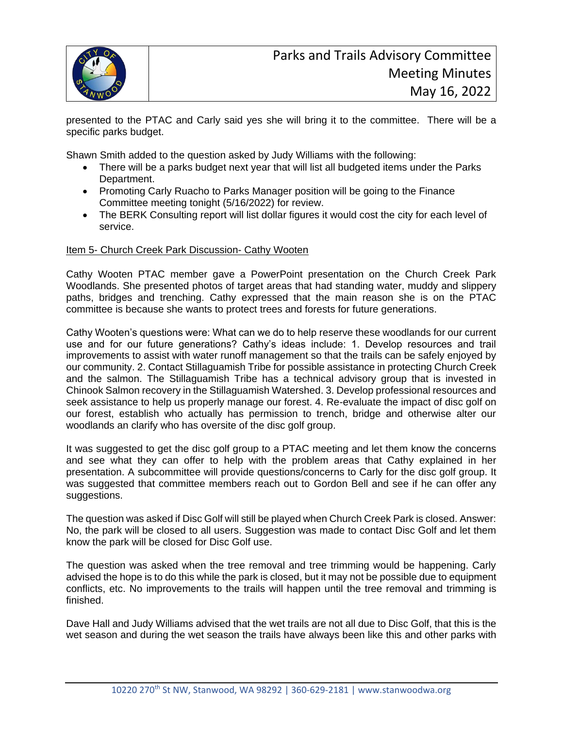presented to the PTAC and Carly said yes she will bring it to the committee. There will be a specific parks budget.

Shawn Smith added to the question asked by Judy Williams with the following:

- There will be a parks budget next year that will list all budgeted items under the Parks Department.
- Promoting Carly Ruacho to Parks Manager position will be going to the Finance Committee meeting tonight (5/16/2022) for review.
- The BERK Consulting report will list dollar figures it would cost the city for each level of service.

Item 5- Church Creek Park Discussion- Cathy Wooten

Cathy Wooten PTAC member gave a PowerPoint presentation on the Church Creek Park Woodlands. She presented photos of target areas that had standing water, muddy and slippery paths, bridges and trenching. Cathy expressed that the main reason she is on the PTAC committee is because she wants to protect trees and forests for future generations.

Cathy Wooten's questions were: What can we do to help reserve these woodlands for our current use and for our future generations? Cathy's ideas include: 1. Develop resources and trail improvements to assist with water runoff management so that the trails can be safely enjoyed by our community. 2. Contact Stillaguamish Tribe for possible assistance in protecting Church Creek and the salmon. The Stillaguamish Tribe has a technical advisory group that is invested in Chinook Salmon recovery in the Stillaguamish Watershed. 3. Develop professional resources and seek assistance to help us properly manage our forest. 4. Re-evaluate the impact of disc golf on our forest, establish who actually has permission to trench, bridge and otherwise alter our woodlands an clarify who has oversite of the disc golf group.

It was suggested to get the disc golf group to a PTAC meeting and let them know the concerns and see what they can offer to help with the problem areas that Cathy explained in her presentation. A subcommittee will provide questions/concerns to Carly for the disc golf group. It was suggested that committee members reach out to Gordon Bell and see if he can offer any suggestions.

The question was asked if Disc Golf will still be played when Church Creek Park is closed. Answer: No, the park will be closed to all users. Suggestion was made to contact Disc Golf and let them know the park will be closed for Disc Golf use.

The question was asked when the tree removal and tree trimming would be happening. Carly advised the hope is to do this while the park is closed, but it may not be possible due to equipment conflicts, etc. No improvements to the trails will happen until the tree removal and trimming is finished.

Dave Hall and Judy Williams advised that the wet trails are not all due to Disc Golf, that this is the wet season and during the wet season the trails have always been like this and other parks with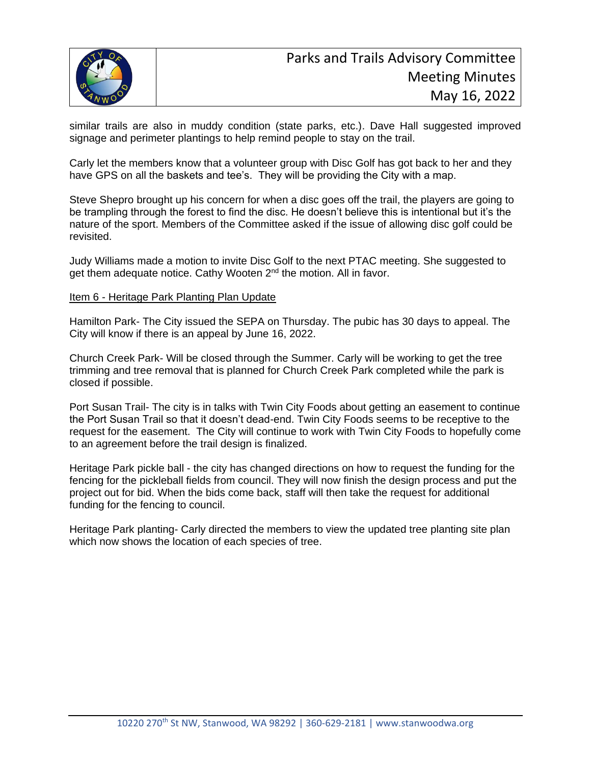similar trails are also in muddy condition (state parks, etc.). Dave Hall suggested improved signage and perimeter plantings to help remind people to stay on the trail.

Carly let the members know that a volunteer group with Disc Golf has got back to her and they have GPS on all the baskets and tee's. They will be providing the City with a map.

Steve Shepro brought up his concern for when a disc goes off the trail, the players are going to be trampling through the forest to find the disc. He doesn't believe this is intentional but it's the nature of the sport. Members of the Committee asked if the issue of allowing disc golf could be revisited.

Judy Williams made a motion to invite Disc Golf to the next PTAC meeting. She suggested to get them adequate notice. Cathy Wooten 2nd the motion. All in favor.

Item 6 - Heritage Park Planting Plan Update

Hamilton Park- The City issued the SEPA on Thursday. The pubic has 30 days to appeal. The City will know if there is an appeal by June 16, 2022.

Church Creek Park- Will be closed through the Summer. Carly will be working to get the tree trimming and tree removal that is planned for Church Creek Park completed while the park is closed if possible.

Port Susan Trail- The city is in talks with Twin City Foods about getting an easement to continue the Port Susan Trail so that it doesn't dead-end. Twin City Foods seems to be receptive to the request for the easement. The City will continue to work with Twin City Foods to hopefully come to an agreement before the trail design is finalized.

Heritage Park pickle ball - the city has changed directions on how to request the funding for the fencing for the pickleball fields from council. They will now finish the design process and put the project out for bid. When the bids come back, staff will then take the request for additional funding for the fencing to council.

Heritage Park planting- Carly directed the members to view the updated tree planting site plan which now shows the location of each species of tree.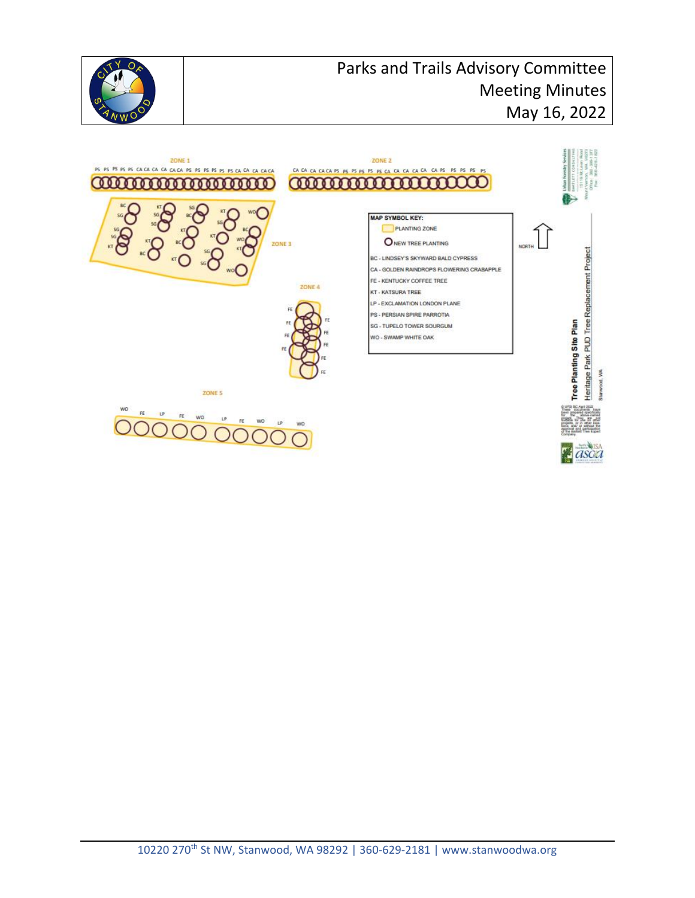ZONE 1

PS PS PS PS PS CA CA CA CA CA CA PS PS PS PS PS PS CA CA CA CA CA

ZONE 2

CA CA CA CA CA PS PS PS PS PS PS CA CA CA CA CA CA PS PS PS PS PS

ZONE 3

ZONE 4

ZONE 5

WO FE LP FE WO LP FE WO LP WO

MAP SYMBOL KEY:

- PLANTING ZONE
- NEW TREE PLANTING

BC - LINDSEY'S SKYWARD BALD CYPRESS
CA - GOLDEN RAINDROPS FLOWERING CRABAPPLE
FE - KENTUCKY COFFEE TREE
KT - KATSURA TREE
LP - EXCLAMATION LONDON PLANE
PS - PERSIAN SPIRE PARROTIA
SG - TUPELO TOWER SOURGUM
WO - SWAMP WHITE OAK

NORTH

**Tree Planting Site Plan**
Heritage Park PUD Tree Replacement Project
Stanwood, WA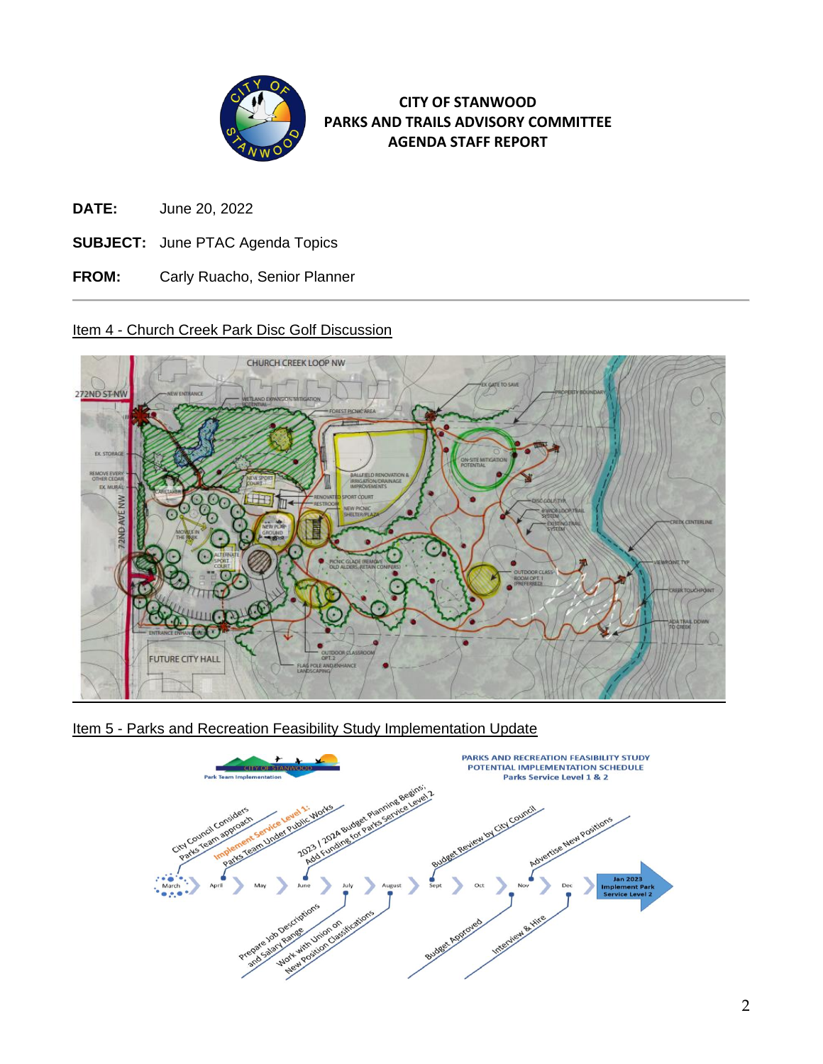**CITY OF STANWOOD**
**PARKS AND TRAILS ADVISORY COMMITTEE**
**AGENDA STAFF REPORT**

**DATE:** June 20, 2022

**SUBJECT:** June PTAC Agenda Topics

**FROM:** Carly Ruacho, Senior Planner

---

## Item 4 - Church Creek Park Disc Golf Discussion

## Item 5 - Parks and Recreation Feasibility Study Implementation Update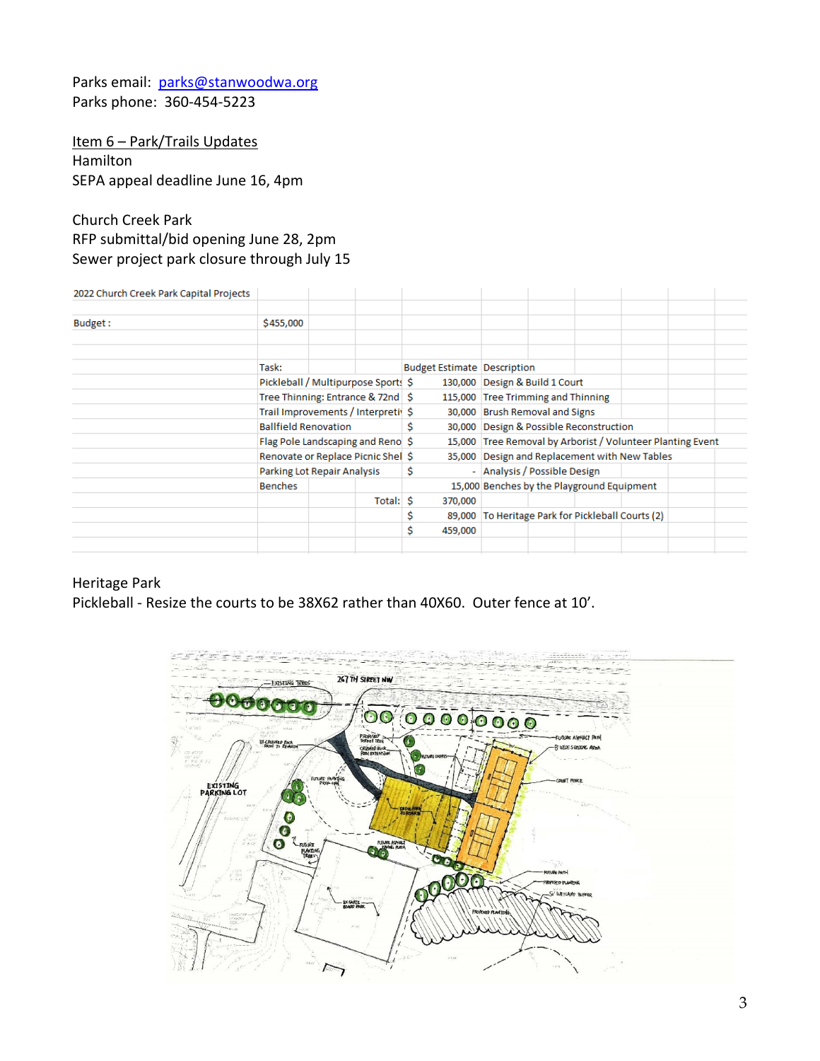Parks email: parks@stanwoodwa.org
Parks phone: 360-454-5223

Item 6 – Park/Trails Updates

Hamilton
SEPA appeal deadline June 16, 4pm

Church Creek Park
RFP submittal/bid opening June 28, 2pm
Sewer project park closure through July 15

| 2022 Church Creek Park Capital Projects | | | |
|---|---|---|---|
| Budget : | $455,000 | | |
| | | | |
| | Task: | Budget Estimate | Description |
| | Pickleball / Multipurpose Sports | $ 130,000 | Design & Build 1 Court |
| | Tree Thinning: Entrance & 72nd | $ 115,000 | Tree Trimming and Thinning |
| | Trail Improvements / Interpretive | $ 30,000 | Brush Removal and Signs |
| | Ballfield Renovation | $ 30,000 | Design & Possible Reconstruction |
| | Flag Pole Landscaping and Reno | $ 15,000 | Tree Removal by Arborist / Volunteer Planting Event |
| | Renovate or Replace Picnic Shel | $ 35,000 | Design and Replacement with New Tables |
| | Parking Lot Repair Analysis | $ - | Analysis / Possible Design |
| | Benches | 15,000 | Benches by the Playground Equipment |
| | Total: | $ 370,000 | |
| | | $ 89,000 | To Heritage Park for Pickleball Courts (2) |
| | | $ 459,000 | |

Heritage Park
Pickleball - Resize the courts to be 38X62 rather than 40X60. Outer fence at 10'.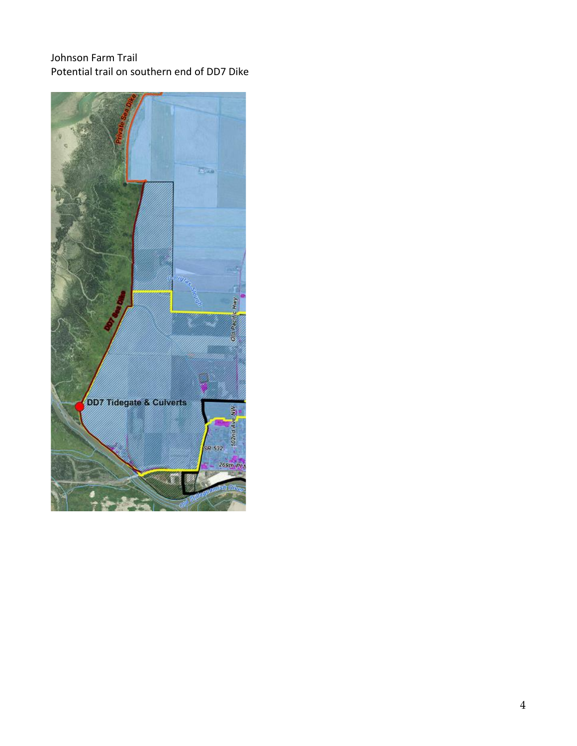Johnson Farm Trail

Potential trail on southern end of DD7 Dike

Private Sea Dike

DD7 Sea Dike

Douglas Slough

Old Pacific Hwy

DD7 Tidegate & Culverts

102nd Ave NW

SR 532

269th Pl N

Old Stillaguamish River